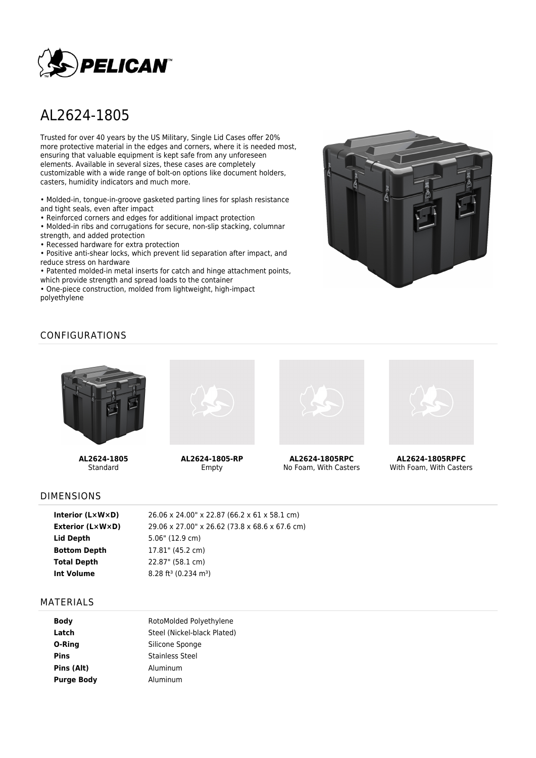# AL2624-1805

Trusted for over 40 years by the US Military, Single Lid Cases offer 20% more protective material in the edges and corners, where it is needed most, ensuring that valuable equipment is kept safe from any unforeseen elements. Available in several sizes, these cases are completely customizable with a wide range of bolt-on options like document holders, casters, humidity indicators and much more.

- Molded-in, tongue-in-groove gasketed parting lines for splash resistance and tight seals, even after impact
- Reinforced corners and edges for additional impact protection
- Molded-in ribs and corrugations for secure, non-slip stacking, columnar strength, and added protection
- Recessed hardware for extra protection
- Positive anti-shear locks, which prevent lid separation after impact, and reduce stress on hardware
- Patented molded-in metal inserts for catch and hinge attachment points, which provide strength and spread loads to the container
- One-piece construction, molded from lightweight, high-impact polyethylene

## CONFIGURATIONS

**AL2624-1805**
Standard

**AL2624-1805-RP**
Empty

**AL2624-1805RPC**
No Foam, With Casters

**AL2624-1805RPFC**
With Foam, With Casters

## DIMENSIONS

| | |
|---|---|
| **Interior (L×W×D)** | 26.06 x 24.00" x 22.87 (66.2 x 61 x 58.1 cm) |
| **Exterior (L×W×D)** | 29.06 x 27.00" x 26.62 (73.8 x 68.6 x 67.6 cm) |
| **Lid Depth** | 5.06" (12.9 cm) |
| **Bottom Depth** | 17.81" (45.2 cm) |
| **Total Depth** | 22.87" (58.1 cm) |
| **Int Volume** | 8.28 ft³ (0.234 m³) |

## MATERIALS

| | |
|---|---|
| **Body** | RotoMolded Polyethylene |
| **Latch** | Steel (Nickel-black Plated) |
| **O-Ring** | Silicone Sponge |
| **Pins** | Stainless Steel |
| **Pins (Alt)** | Aluminum |
| **Purge Body** | Aluminum |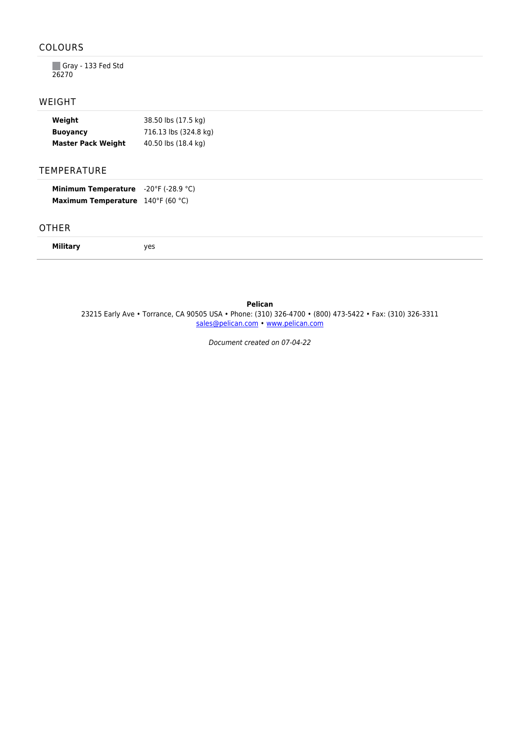## COLOURS

Gray - 133 Fed Std 26270

## WEIGHT

| | |
|---|---|
| **Weight** | 38.50 lbs (17.5 kg) |
| **Buoyancy** | 716.13 lbs (324.8 kg) |
| **Master Pack Weight** | 40.50 lbs (18.4 kg) |

## TEMPERATURE

| | |
|---|---|
| **Minimum Temperature** | -20°F (-28.9 °C) |
| **Maximum Temperature** | 140°F (60 °C) |

## OTHER

| | |
|---|---|
| **Military** | yes |

**Pelican**
23215 Early Ave • Torrance, CA 90505 USA • Phone: (310) 326-4700 • (800) 473-5422 • Fax: (310) 326-3311
sales@pelican.com • www.pelican.com

*Document created on 07-04-22*